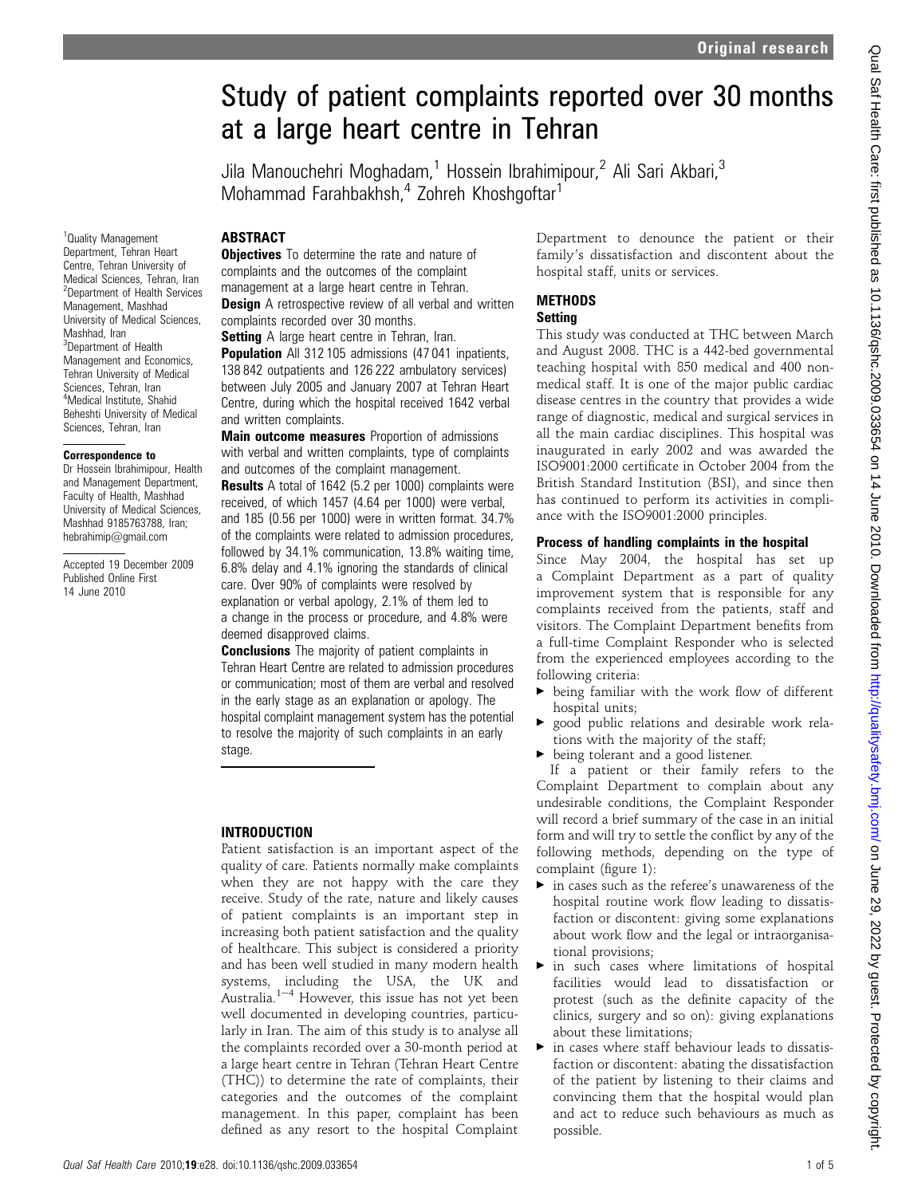# Study of patient complaints reported over 30 months at a large heart centre in Tehran

Jila Manouchehri Moghadam,[1] Hossein Ibrahimipour,[2] Ali Sari Akbari,[3] Mohammad Farahbakhsh,[4] Zohreh Khoshgoftar[1]

[1]Quality Management Department, Tehran Heart Centre, Tehran University of Medical Sciences, Tehran, Iran
[2]Department of Health Services Management, Mashhad University of Medical Sciences, Mashhad, Iran
[3]Department of Health Management and Economics, Tehran University of Medical Sciences, Tehran, Iran
[4]Medical Institute, Shahid Beheshti University of Medical Sciences, Tehran, Iran

**Correspondence to**
Dr Hossein Ibrahimipour, Health and Management Department, Faculty of Health, Mashhad University of Medical Sciences, Mashhad 9185763788, Iran; hebrahimip@gmail.com

Accepted 19 December 2009
Published Online First 14 June 2010

## ABSTRACT

**Objectives** To determine the rate and nature of complaints and the outcomes of the complaint management at a large heart centre in Tehran.

**Design** A retrospective review of all verbal and written complaints recorded over 30 months.

**Setting** A large heart centre in Tehran, Iran.

**Population** All 312 105 admissions (47 041 inpatients, 138 842 outpatients and 126 222 ambulatory services) between July 2005 and January 2007 at Tehran Heart Centre, during which the hospital received 1642 verbal and written complaints.

**Main outcome measures** Proportion of admissions with verbal and written complaints, type of complaints and outcomes of the complaint management.

**Results** A total of 1642 (5.2 per 1000) complaints were received, of which 1457 (4.64 per 1000) were verbal, and 185 (0.56 per 1000) were in written format. 34.7% of the complaints were related to admission procedures, followed by 34.1% communication, 13.8% waiting time, 6.8% delay and 4.1% ignoring the standards of clinical care. Over 90% of complaints were resolved by explanation or verbal apology, 2.1% of them led to a change in the process or procedure, and 4.8% were deemed disapproved claims.

**Conclusions** The majority of patient complaints in Tehran Heart Centre are related to admission procedures or communication; most of them are verbal and resolved in the early stage as an explanation or apology. The hospital complaint management system has the potential to resolve the majority of such complaints in an early stage.

## INTRODUCTION

Patient satisfaction is an important aspect of the quality of care. Patients normally make complaints when they are not happy with the care they receive. Study of the rate, nature and likely causes of patient complaints is an important step in increasing both patient satisfaction and the quality of healthcare. This subject is considered a priority and has been well studied in many modern health systems, including the USA, the UK and Australia.[1–4] However, this issue has not yet been well documented in developing countries, particularly in Iran. The aim of this study is to analyse all the complaints recorded over a 30-month period at a large heart centre in Tehran (Tehran Heart Centre (THC)) to determine the rate of complaints, their categories and the outcomes of the complaint management. In this paper, complaint has been defined as any resort to the hospital Complaint Department to denounce the patient or their family's dissatisfaction and discontent about the hospital staff, units or services.

## METHODS

### Setting

This study was conducted at THC between March and August 2008. THC is a 442-bed governmental teaching hospital with 850 medical and 400 non-medical staff. It is one of the major public cardiac disease centres in the country that provides a wide range of diagnostic, medical and surgical services in all the main cardiac disciplines. This hospital was inaugurated in early 2002 and was awarded the ISO9001:2000 certificate in October 2004 from the British Standard Institution (BSI), and since then has continued to perform its activities in compliance with the ISO9001:2000 principles.

### Process of handling complaints in the hospital

Since May 2004, the hospital has set up a Complaint Department as a part of quality improvement system that is responsible for any complaints received from the patients, staff and visitors. The Complaint Department benefits from a full-time Complaint Responder who is selected from the experienced employees according to the following criteria:

- being familiar with the work flow of different hospital units;
- good public relations and desirable work relations with the majority of the staff;
- being tolerant and a good listener.

If a patient or their family refers to the Complaint Department to complain about any undesirable conditions, the Complaint Responder will record a brief summary of the case in an initial form and will try to settle the conflict by any of the following methods, depending on the type of complaint (figure 1):

- in cases such as the referee's unawareness of the hospital routine work flow leading to dissatisfaction or discontent: giving some explanations about work flow and the legal or intraorganisational provisions;
- in such cases where limitations of hospital facilities would lead to dissatisfaction or protest (such as the definite capacity of the clinics, surgery and so on): giving explanations about these limitations;
- in cases where staff behaviour leads to dissatisfaction or discontent: abating the dissatisfaction of the patient by listening to their claims and convincing them that the hospital would plan and act to reduce such behaviours as much as possible.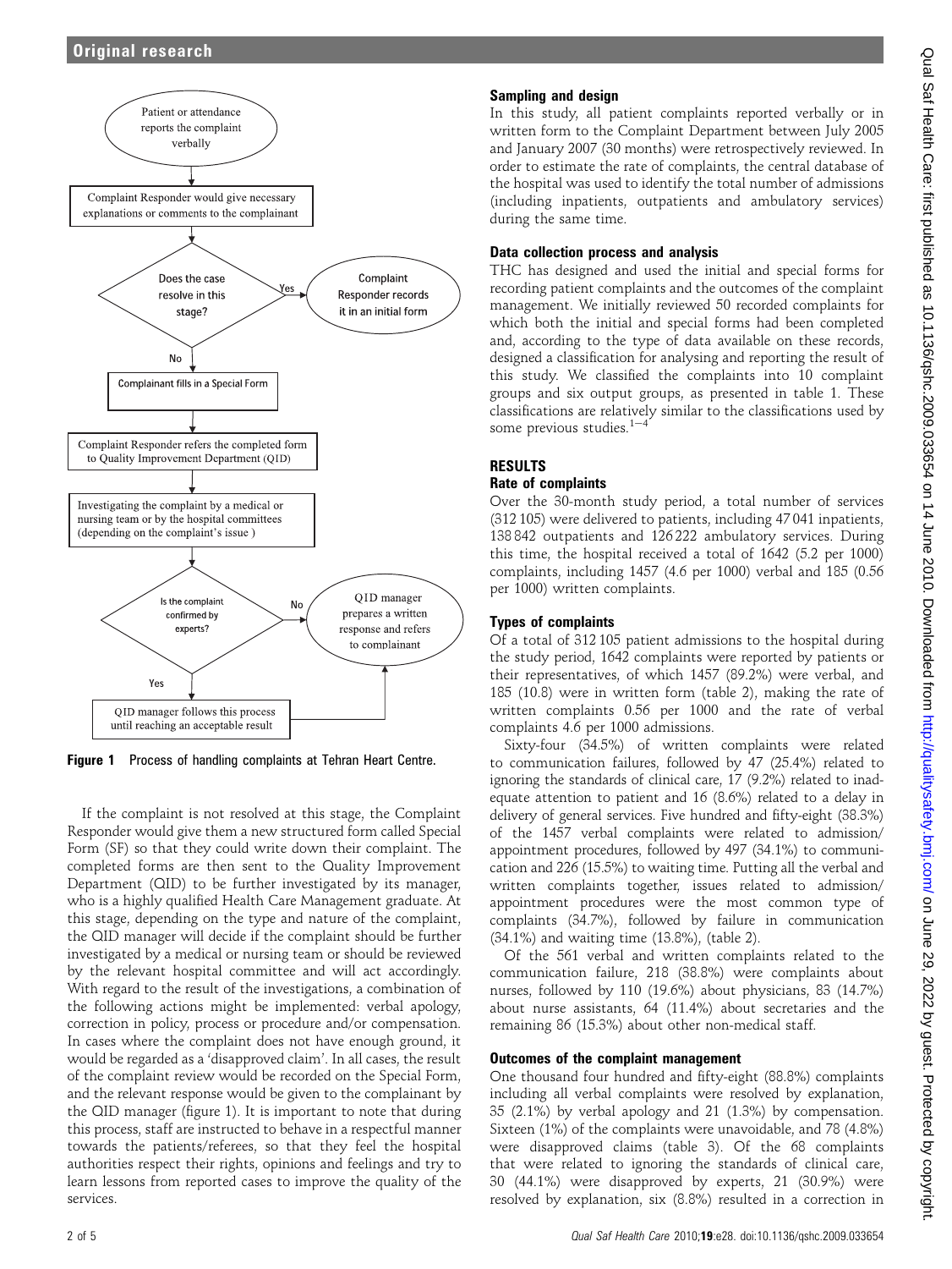Patient or attendance reports the complaint verbally

Complaint Responder would give necessary explanations or comments to the complainant

Does the case resolve in this stage?

Yes

Complaint Responder records it in an initial form

No

Complainant fills in a Special Form

Complaint Responder refers the completed form to Quality Improvement Department (QID)

Investigating the complaint by a medical or nursing team or by the hospital committees (depending on the complaint's issue )

Is the complaint confirmed by experts?

No

QID manager prepares a written response and refers to complainant

Yes

QID manager follows this process until reaching an acceptable result

**Figure 1** Process of handling complaints at Tehran Heart Centre.

If the complaint is not resolved at this stage, the Complaint Responder would give them a new structured form called Special Form (SF) so that they could write down their complaint. The completed forms are then sent to the Quality Improvement Department (QID) to be further investigated by its manager, who is a highly qualified Health Care Management graduate. At this stage, depending on the type and nature of the complaint, the QID manager will decide if the complaint should be further investigated by a medical or nursing team or should be reviewed by the relevant hospital committee and will act accordingly. With regard to the result of the investigations, a combination of the following actions might be implemented: verbal apology, correction in policy, process or procedure and/or compensation. In cases where the complaint does not have enough ground, it would be regarded as a 'disapproved claim'. In all cases, the result of the complaint review would be recorded on the Special Form, and the relevant response would be given to the complainant by the QID manager (figure 1). It is important to note that during this process, staff are instructed to behave in a respectful manner towards the patients/referees, so that they feel the hospital authorities respect their rights, opinions and feelings and try to learn lessons from reported cases to improve the quality of the services.

### Sampling and design

In this study, all patient complaints reported verbally or in written form to the Complaint Department between July 2005 and January 2007 (30 months) were retrospectively reviewed. In order to estimate the rate of complaints, the central database of the hospital was used to identify the total number of admissions (including inpatients, outpatients and ambulatory services) during the same time.

### Data collection process and analysis

THC has designed and used the initial and special forms for recording patient complaints and the outcomes of the complaint management. We initially reviewed 50 recorded complaints for which both the initial and special forms had been completed and, according to the type of data available on these records, designed a classification for analysing and reporting the result of this study. We classified the complaints into 10 complaint groups and six output groups, as presented in table 1. These classifications are relatively similar to the classifications used by some previous studies.[1–4]

## RESULTS

### Rate of complaints

Over the 30-month study period, a total number of services (312 105) were delivered to patients, including 47 041 inpatients, 138 842 outpatients and 126 222 ambulatory services. During this time, the hospital received a total of 1642 (5.2 per 1000) complaints, including 1457 (4.6 per 1000) verbal and 185 (0.56 per 1000) written complaints.

### Types of complaints

Of a total of 312 105 patient admissions to the hospital during the study period, 1642 complaints were reported by patients or their representatives, of which 1457 (89.2%) were verbal, and 185 (10.8) were in written form (table 2), making the rate of written complaints 0.56 per 1000 and the rate of verbal complaints 4.6 per 1000 admissions.

Sixty-four (34.5%) of written complaints were related to communication failures, followed by 47 (25.4%) related to ignoring the standards of clinical care, 17 (9.2%) related to inadequate attention to patient and 16 (8.6%) related to a delay in delivery of general services. Five hundred and fifty-eight (38.3%) of the 1457 verbal complaints were related to admission/appointment procedures, followed by 497 (34.1%) to communication and 226 (15.5%) to waiting time. Putting all the verbal and written complaints together, issues related to admission/appointment procedures were the most common type of complaints (34.7%), followed by failure in communication (34.1%) and waiting time (13.8%), (table 2).

Of the 561 verbal and written complaints related to the communication failure, 218 (38.8%) were complaints about nurses, followed by 110 (19.6%) about physicians, 83 (14.7%) about nurse assistants, 64 (11.4%) about secretaries and the remaining 86 (15.3%) about other non-medical staff.

### Outcomes of the complaint management

One thousand four hundred and fifty-eight (88.8%) complaints including all verbal complaints were resolved by explanation, 35 (2.1%) by verbal apology and 21 (1.3%) by compensation. Sixteen (1%) of the complaints were unavoidable, and 78 (4.8%) were disapproved claims (table 3). Of the 68 complaints that were related to ignoring the standards of clinical care, 30 (44.1%) were disapproved by experts, 21 (30.9%) were resolved by explanation, six (8.8%) resulted in a correction in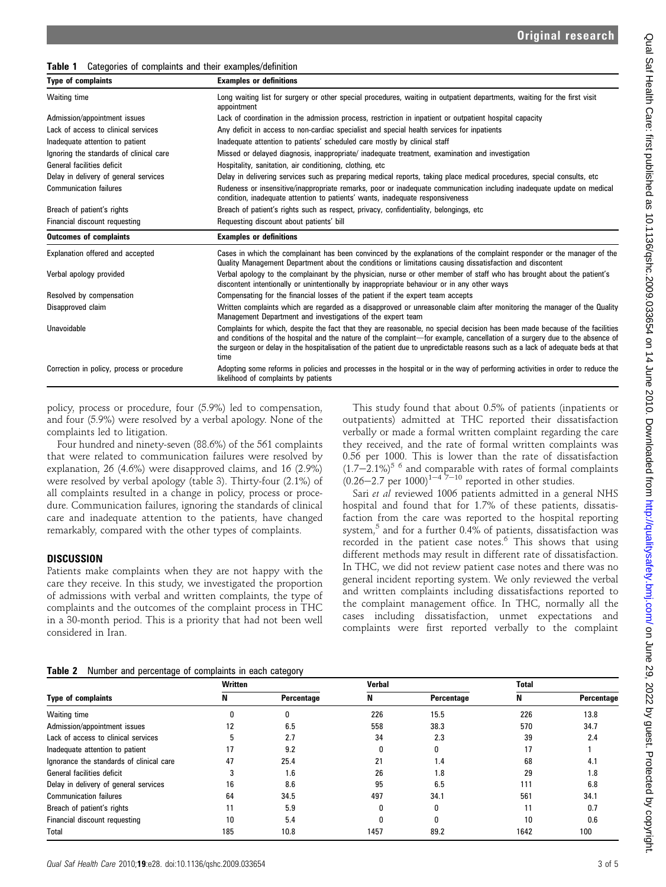**Table 1** Categories of complaints and their examples/definition

| Type of complaints | Examples or definitions |
|---|---|
| Waiting time | Long waiting list for surgery or other special procedures, waiting in outpatient departments, waiting for the first visit appointment |
| Admission/appointment issues | Lack of coordination in the admission process, restriction in inpatient or outpatient hospital capacity |
| Lack of access to clinical services | Any deficit in access to non-cardiac specialist and special health services for inpatients |
| Inadequate attention to patient | Inadequate attention to patients' scheduled care mostly by clinical staff |
| Ignoring the standards of clinical care | Missed or delayed diagnosis, inappropriate/ inadequate treatment, examination and investigation |
| General facilities deficit | Hospitality, sanitation, air conditioning, clothing, etc |
| Delay in delivery of general services | Delay in delivering services such as preparing medical reports, taking place medical procedures, special consults, etc |
| Communication failures | Rudeness or insensitive/inappropriate remarks, poor or inadequate communication including inadequate update on medical condition, inadequate attention to patients' wants, inadequate responsiveness |
| Breach of patient's rights | Breach of patient's rights such as respect, privacy, confidentiality, belongings, etc |
| Financial discount requesting | Requesting discount about patients' bill |
| **Outcomes of complaints** | **Examples or definitions** |
| Explanation offered and accepted | Cases in which the complainant has been convinced by the explanations of the complaint responder or the manager of the Quality Management Department about the conditions or limitations causing dissatisfaction and discontent |
| Verbal apology provided | Verbal apology to the complainant by the physician, nurse or other member of staff who has brought about the patient's discontent intentionally or unintentionally by inappropriate behaviour or in any other ways |
| Resolved by compensation | Compensating for the financial losses of the patient if the expert team accepts |
| Disapproved claim | Written complaints which are regarded as a disapproved or unreasonable claim after monitoring the manager of the Quality Management Department and investigations of the expert team |
| Unavoidable | Complaints for which, despite the fact that they are reasonable, no special decision has been made because of the facilities and conditions of the hospital and the nature of the complaint—for example, cancellation of a surgery due to the absence of the surgeon or delay in the hospitalisation of the patient due to unpredictable reasons such as a lack of adequate beds at that time |
| Correction in policy, process or procedure | Adopting some reforms in policies and processes in the hospital or in the way of performing activities in order to reduce the likelihood of complaints by patients |

policy, process or procedure, four (5.9%) led to compensation, and four (5.9%) were resolved by a verbal apology. None of the complaints led to litigation.

Four hundred and ninety-seven (88.6%) of the 561 complaints that were related to communication failures were resolved by explanation, 26 (4.6%) were disapproved claims, and 16 (2.9%) were resolved by verbal apology (table 3). Thirty-four (2.1%) of all complaints resulted in a change in policy, process or procedure. Communication failures, ignoring the standards of clinical care and inadequate attention to the patients, have changed remarkably, compared with the other types of complaints.

## DISCUSSION

Patients make complaints when they are not happy with the care they receive. In this study, we investigated the proportion of admissions with verbal and written complaints, the type of complaints and the outcomes of the complaint process in THC in a 30-month period. This is a priority that had not been well considered in Iran.

This study found that about 0.5% of patients (inpatients or outpatients) admitted at THC reported their dissatisfaction verbally or made a formal written complaint regarding the care they received, and the rate of formal written complaints was 0.56 per 1000. This is lower than the rate of dissatisfaction (1.7–2.1%)[5 6] and comparable with rates of formal complaints (0.26–2.7 per 1000)[1–4 7–10] reported in other studies.

Sari *et al* reviewed 1006 patients admitted in a general NHS hospital and found that for 1.7% of these patients, dissatisfaction from the care was reported to the hospital reporting system,[5] and for a further 0.4% of patients, dissatisfaction was recorded in the patient case notes.[6] This shows that using different methods may result in different rate of dissatisfaction. In THC, we did not review patient case notes and there was no general incident reporting system. We only reviewed the verbal and written complaints including dissatisfactions reported to the complaint management office. In THC, normally all the cases including dissatisfaction, unmet expectations and complaints were first reported verbally to the complaint

**Table 2** Number and percentage of complaints in each category

| Type of complaints | Written | | Verbal | | Total | |
|---|---|---|---|---|---|---|
| | N | Percentage | N | Percentage | N | Percentage |
| Waiting time | 0 | 0 | 226 | 15.5 | 226 | 13.8 |
| Admission/appointment issues | 12 | 6.5 | 558 | 38.3 | 570 | 34.7 |
| Lack of access to clinical services | 5 | 2.7 | 34 | 2.3 | 39 | 2.4 |
| Inadequate attention to patient | 17 | 9.2 | 0 | 0 | 17 | 1 |
| Ignorance the standards of clinical care | 47 | 25.4 | 21 | 1.4 | 68 | 4.1 |
| General facilities deficit | 3 | 1.6 | 26 | 1.8 | 29 | 1.8 |
| Delay in delivery of general services | 16 | 8.6 | 95 | 6.5 | 111 | 6.8 |
| Communication failures | 64 | 34.5 | 497 | 34.1 | 561 | 34.1 |
| Breach of patient's rights | 11 | 5.9 | 0 | 0 | 11 | 0.7 |
| Financial discount requesting | 10 | 5.4 | 0 | 0 | 10 | 0.6 |
| Total | 185 | 10.8 | 1457 | 89.2 | 1642 | 100 |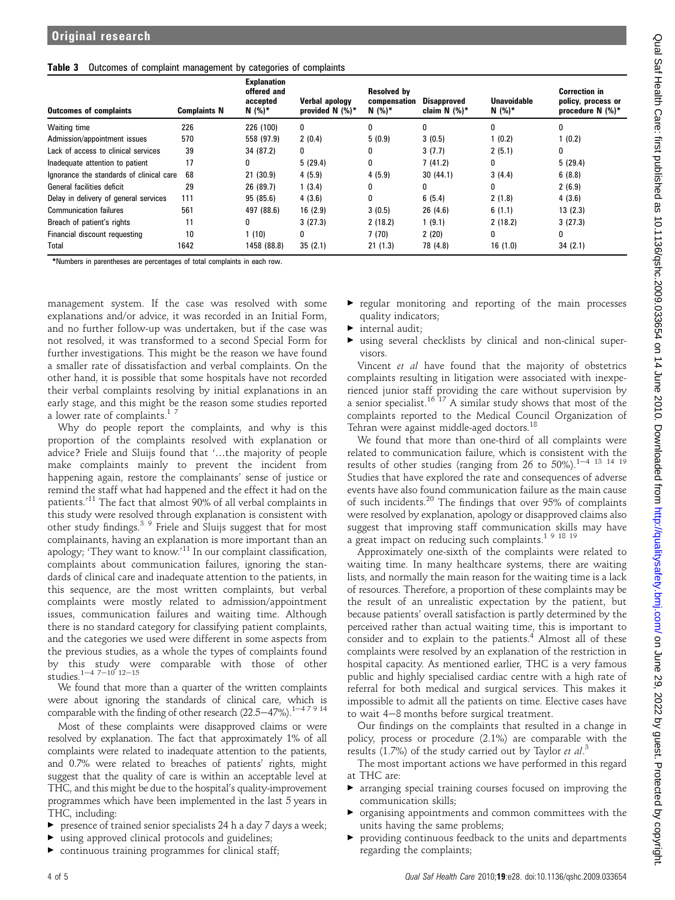**Table 3** Outcomes of complaint management by categories of complaints

| Outcomes of complaints | Complaints N | Explanation offered and accepted N (%)* | Verbal apology provided N (%)* | Resolved by compensation N (%)* | Disapproved claim N (%)* | Unavoidable N (%)* | Correction in policy, process or procedure N (%)* |
|---|---|---|---|---|---|---|---|
| Waiting time | 226 | 226 (100) | 0 | 0 | 0 | 0 | 0 |
| Admission/appointment issues | 570 | 558 (97.9) | 2 (0.4) | 5 (0.9) | 3 (0.5) | 1 (0.2) | 1 (0.2) |
| Lack of access to clinical services | 39 | 34 (87.2) | 0 | 0 | 3 (7.7) | 2 (5.1) | 0 |
| Inadequate attention to patient | 17 | 0 | 5 (29.4) | 0 | 7 (41.2) | 0 | 5 (29.4) |
| Ignorance the standards of clinical care | 68 | 21 (30.9) | 4 (5.9) | 4 (5.9) | 30 (44.1) | 3 (4.4) | 6 (8.8) |
| General facilities deficit | 29 | 26 (89.7) | 1 (3.4) | 0 | 0 | 0 | 2 (6.9) |
| Delay in delivery of general services | 111 | 95 (85.6) | 4 (3.6) | 0 | 6 (5.4) | 2 (1.8) | 4 (3.6) |
| Communication failures | 561 | 497 (88.6) | 16 (2.9) | 3 (0.5) | 26 (4.6) | 6 (1.1) | 13 (2.3) |
| Breach of patient's rights | 11 | 0 | 3 (27.3) | 2 (18.2) | 1 (9.1) | 2 (18.2) | 3 (27.3) |
| Financial discount requesting | 10 | 1 (10) | 0 | 7 (70) | 2 (20) | 0 | 0 |
| Total | 1642 | 1458 (88.8) | 35 (2.1) | 21 (1.3) | 78 (4.8) | 16 (1.0) | 34 (2.1) |

*Numbers in parentheses are percentages of total complaints in each row.

management system. If the case was resolved with some explanations and/or advice, it was recorded in an Initial Form, and no further follow-up was undertaken, but if the case was not resolved, it was transformed to a second Special Form for further investigations. This might be the reason we have found a smaller rate of dissatisfaction and verbal complaints. On the other hand, it is possible that some hospitals have not recorded their verbal complaints resolving by initial explanations in an early stage, and this might be the reason some studies reported a lower rate of complaints.[1 7]

Why do people report the complaints, and why is this proportion of the complaints resolved with explanation or advice? Friele and Sluijs found that '...the majority of people make complaints mainly to prevent the incident from happening again, restore the complainants' sense of justice or remind the staff what had happened and the effect it had on the patients.'[11] The fact that almost 90% of all verbal complaints in this study were resolved through explanation is consistent with other study findings.[3 9] Friele and Sluijs suggest that for most complainants, having an explanation is more important than an apology; 'They want to know.'[11] In our complaint classification, complaints about communication failures, ignoring the standards of clinical care and inadequate attention to the patients, in this sequence, are the most written complaints, but verbal complaints were mostly related to admission/appointment issues, communication failures and waiting time. Although there is no standard category for classifying patient complaints, and the categories we used were different in some aspects from the previous studies, as a whole the types of complaints found by this study were comparable with those of other studies.[1–4 7–10 12–15]

We found that more than a quarter of the written complaints were about ignoring the standards of clinical care, which is comparable with the finding of other research (22.5–47%).[1–4 7 9 14]

Most of these complaints were disapproved claims or were resolved by explanation. The fact that approximately 1% of all complaints were related to inadequate attention to the patients, and 0.7% were related to breaches of patients' rights, might suggest that the quality of care is within an acceptable level at THC, and this might be due to the hospital's quality-improvement programmes which have been implemented in the last 5 years in THC, including:

- presence of trained senior specialists 24 h a day 7 days a week;
- using approved clinical protocols and guidelines;
- continuous training programmes for clinical staff;
- regular monitoring and reporting of the main processes quality indicators;
- internal audit;
- using several checklists by clinical and non-clinical supervisors.

Vincent *et al* have found that the majority of obstetrics complaints resulting in litigation were associated with inexperienced junior staff providing the care without supervision by a senior specialist.[16 17] A similar study shows that most of the complaints reported to the Medical Council Organization of Tehran were against middle-aged doctors.[18]

We found that more than one-third of all complaints were related to communication failure, which is consistent with the results of other studies (ranging from 26 to 50%).[1–4 13 14 19] Studies that have explored the rate and consequences of adverse events have also found communication failure as the main cause of such incidents.[20] The findings that over 95% of complaints were resolved by explanation, apology or disapproved claims also suggest that improving staff communication skills may have a great impact on reducing such complaints.[1 9 18 19]

Approximately one-sixth of the complaints were related to waiting time. In many healthcare systems, there are waiting lists, and normally the main reason for the waiting time is a lack of resources. Therefore, a proportion of these complaints may be the result of an unrealistic expectation by the patient, but because patients' overall satisfaction is partly determined by the perceived rather than actual waiting time, this is important to consider and to explain to the patients.[4] Almost all of these complaints were resolved by an explanation of the restriction in hospital capacity. As mentioned earlier, THC is a very famous public and highly specialised cardiac centre with a high rate of referral for both medical and surgical services. This makes it impossible to admit all the patients on time. Elective cases have to wait 4–8 months before surgical treatment.

Our findings on the complaints that resulted in a change in policy, process or procedure (2.1%) are comparable with the results (1.7%) of the study carried out by Taylor *et al*.[3]

The most important actions we have performed in this regard at THC are:

- arranging special training courses focused on improving the communication skills;
- organising appointments and common committees with the units having the same problems;
- providing continuous feedback to the units and departments regarding the complaints;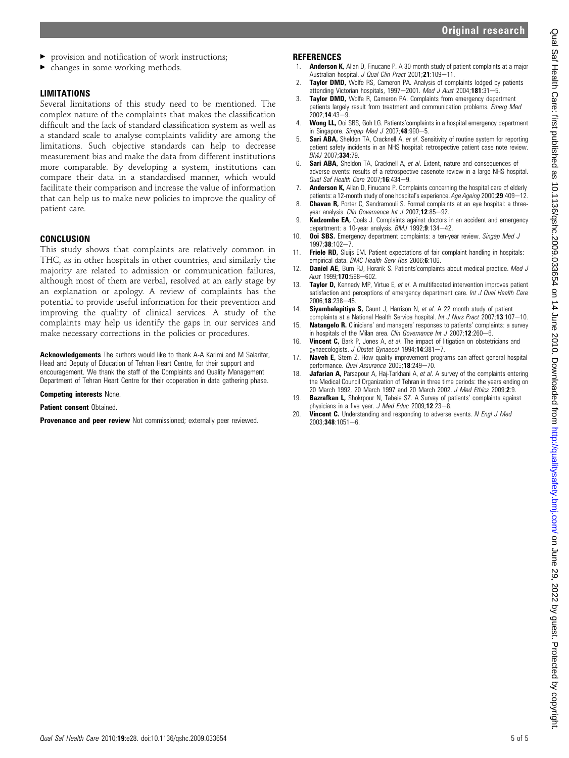- provision and notification of work instructions;
- changes in some working methods.

## LIMITATIONS

Several limitations of this study need to be mentioned. The complex nature of the complaints that makes the classification difficult and the lack of standard classification system as well as a standard scale to analyse complaints validity are among the limitations. Such objective standards can help to decrease measurement bias and make the data from different institutions more comparable. By developing a system, institutions can compare their data in a standardised manner, which would facilitate their comparison and increase the value of information that can help us to make new policies to improve the quality of patient care.

## CONCLUSION

This study shows that complaints are relatively common in THC, as in other hospitals in other countries, and similarly the majority are related to admission or communication failures, although most of them are verbal, resolved at an early stage by an explanation or apology. A review of complaints has the potential to provide useful information for their prevention and improving the quality of clinical services. A study of the complaints may help us identify the gaps in our services and make necessary corrections in the policies or procedures.

**Acknowledgements** The authors would like to thank A-A Karimi and M Salarifar, Head and Deputy of Education of Tehran Heart Centre, for their support and encouragement. We thank the staff of the Complaints and Quality Management Department of Tehran Heart Centre for their cooperation in data gathering phase.

**Competing interests** None.

**Patient consent** Obtained.

**Provenance and peer review** Not commissioned; externally peer reviewed.

## REFERENCES

1. **Anderson K,** Allan D, Finucane P. A 30-month study of patient complaints at a major Australian hospital. *J Qual Clin Pract* 2001;**21**:109–11.
2. **Taylor DMD,** Wolfe RS, Cameron PA. Analysis of complaints lodged by patients attending Victorian hospitals, 1997–2001. *Med J Aust* 2004;**181**:31–5.
3. **Taylor DMD,** Wolfe R, Cameron PA. Complaints from emergency department patients largely result from treatment and communication problems. *Emerg Med* 2002;**14**:43–9.
4. **Wong LL,** Ooi SBS, Goh LG. Patients'complaints in a hospital emergency department in Singapore. *Singap Med J* 2007;**48**:990–5.
5. **Sari ABA,** Sheldon TA, Cracknell A, *et al*. Sensitivity of routine system for reporting patient safety incidents in an NHS hospital: retrospective patient case note review. *BMJ* 2007;**334**:79.
6. **Sari ABA,** Sheldon TA, Cracknell A, *et al*. Extent, nature and consequences of adverse events: results of a retrospective casenote review in a large NHS hospital. *Qual Saf Health Care* 2007;**16**:434–9.
7. **Anderson K,** Allan D, Finucane P. Complaints concerning the hospital care of elderly patients: a 12-month study of one hospital's experience. *Age Ageing* 2000;**29**:409–12.
8. **Chavan R,** Porter C, Sandramouli S. Formal complaints at an eye hospital: a three-year analysis. *Clin Governance Int J* 2007;**12**:85–92.
9. **Kadzombe EA,** Coals J. Complaints against doctors in an accident and emergency department: a 10-year analysis. *BMJ* 1992;**9**:134–42.
10. **Ooi SBS.** Emergency department complaints: a ten-year review. *Singap Med J* 1997;**38**:102–7.
11. **Friele RD,** Sluijs EM. Patient expectations of fair complaint handling in hospitals: empirical data. *BMC Health Serv Res* 2006;**6**:106.
12. **Daniel AE,** Burn RJ, Horarik S. Patients'complaints about medical practice. *Med J Aust* 1999;**170**:598–602.
13. **Taylor D,** Kennedy MP, Virtue E, *et al*. A multifaceted intervention improves patient satisfaction and perceptions of emergency department care. *Int J Qual Health Care* 2006;**18**:238–45.
14. **Siyambalapitiya S,** Caunt J, Harrison N, *et al*. A 22 month study of patient complaints at a National Health Service hospital. *Int J Nurs Pract* 2007;**13**:107–10.
15. **Natangelo R.** Clinicians' and managers' responses to patients' complaints: a survey in hospitals of the Milan area. *Clin Governance Int J* 2007;**12**:260–6.
16. **Vincent C,** Bark P, Jones A, *et al*. The impact of litigation on obstetricians and gynaecologists. *J Obstet Gynaecol* 1994;**14**:381–7.
17. **Naveh E,** Stern Z. How quality improvement programs can affect general hospital performance. *Qual Assurance* 2005;**18**:249–70.
18. **Jafarian A,** Parsapour A, Haj-Tarkhani A, *et al*. A survey of the complaints entering the Medical Council Organization of Tehran in three time periods: the years ending on 20 March 1992, 20 March 1997 and 20 March 2002. *J Med Ethics* 2009;**2**:9.
19. **Bazrafkan L,** Shokrpour N, Tabeie SZ. A Survey of patients' complaints against physicians in a five year. *J Med Educ* 2009;**12**:23–8.
20. **Vincent C.** Understanding and responding to adverse events. *N Engl J Med* 2003;**348**:1051–6.